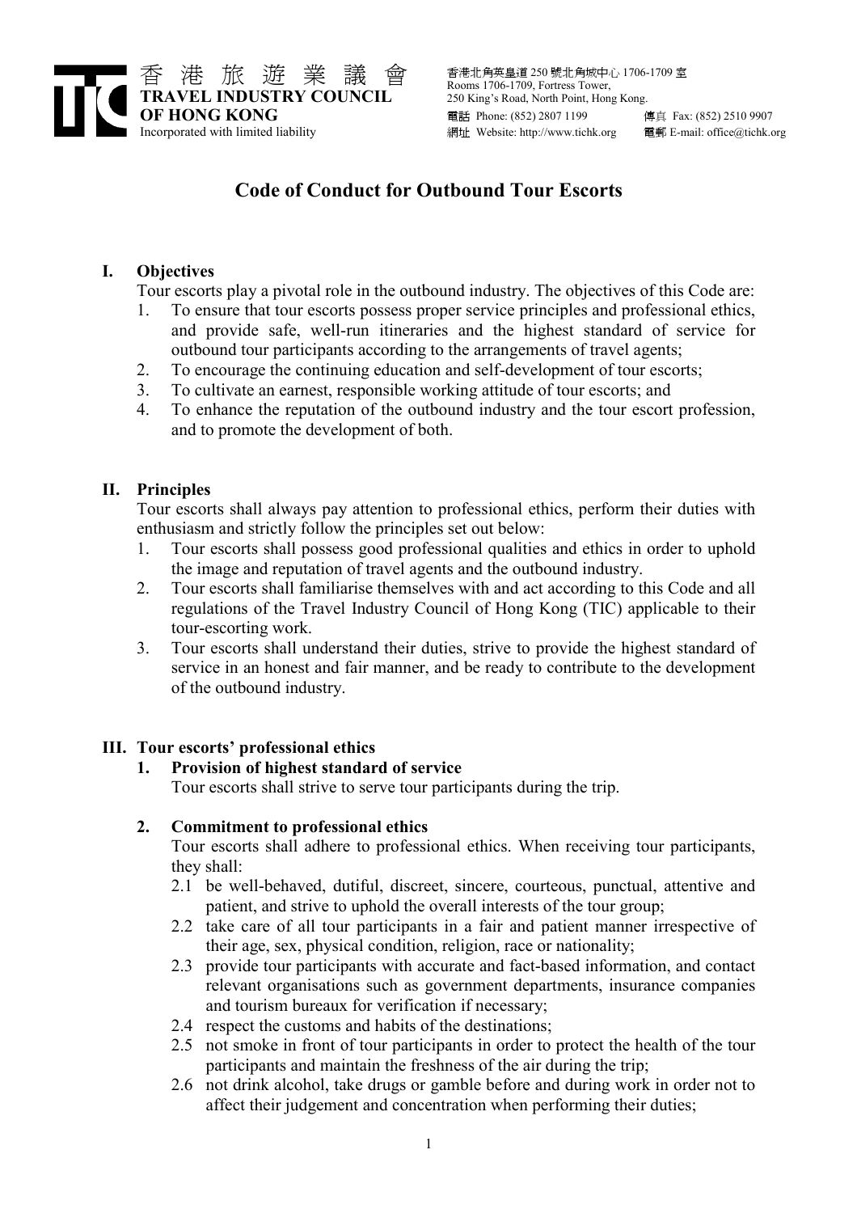香 港 旅 遊 業 議 會
**TRAVEL INDUSTRY COUNCIL OF HONG KONG**
Incorporated with limited liability

香港北角英皇道 250 號北角城中心 1706-1709 室
Rooms 1706-1709, Fortress Tower,
250 King's Road, North Point, Hong Kong.
電話 Phone: (852) 2807 1199　傳真 Fax: (852) 2510 9907
網址 Website: http://www.tichk.org　電郵 E-mail: office@tichk.org

# Code of Conduct for Outbound Tour Escorts

## I. Objectives

Tour escorts play a pivotal role in the outbound industry. The objectives of this Code are:

1. To ensure that tour escorts possess proper service principles and professional ethics, and provide safe, well-run itineraries and the highest standard of service for outbound tour participants according to the arrangements of travel agents;
2. To encourage the continuing education and self-development of tour escorts;
3. To cultivate an earnest, responsible working attitude of tour escorts; and
4. To enhance the reputation of the outbound industry and the tour escort profession, and to promote the development of both.

## II. Principles

Tour escorts shall always pay attention to professional ethics, perform their duties with enthusiasm and strictly follow the principles set out below:

1. Tour escorts shall possess good professional qualities and ethics in order to uphold the image and reputation of travel agents and the outbound industry.
2. Tour escorts shall familiarise themselves with and act according to this Code and all regulations of the Travel Industry Council of Hong Kong (TIC) applicable to their tour-escorting work.
3. Tour escorts shall understand their duties, strive to provide the highest standard of service in an honest and fair manner, and be ready to contribute to the development of the outbound industry.

## III. Tour escorts' professional ethics

### 1. Provision of highest standard of service

Tour escorts shall strive to serve tour participants during the trip.

### 2. Commitment to professional ethics

Tour escorts shall adhere to professional ethics. When receiving tour participants, they shall:

2.1 be well-behaved, dutiful, discreet, sincere, courteous, punctual, attentive and patient, and strive to uphold the overall interests of the tour group;

2.2 take care of all tour participants in a fair and patient manner irrespective of their age, sex, physical condition, religion, race or nationality;

2.3 provide tour participants with accurate and fact-based information, and contact relevant organisations such as government departments, insurance companies and tourism bureaux for verification if necessary;

2.4 respect the customs and habits of the destinations;

2.5 not smoke in front of tour participants in order to protect the health of the tour participants and maintain the freshness of the air during the trip;

2.6 not drink alcohol, take drugs or gamble before and during work in order not to affect their judgement and concentration when performing their duties;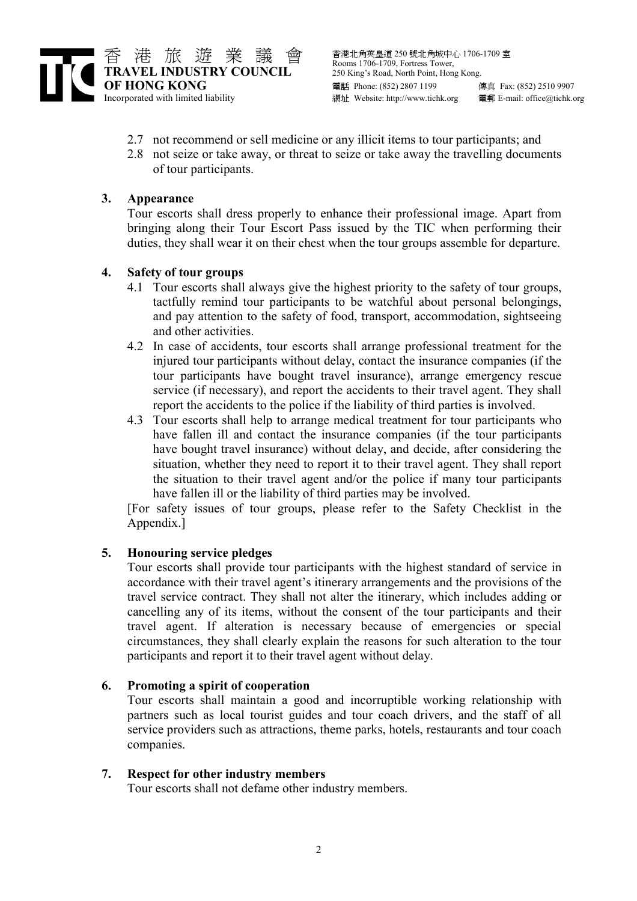2.7 not recommend or sell medicine or any illicit items to tour participants; and

2.8 not seize or take away, or threat to seize or take away the travelling documents of tour participants.

**3. Appearance**

Tour escorts shall dress properly to enhance their professional image. Apart from bringing along their Tour Escort Pass issued by the TIC when performing their duties, they shall wear it on their chest when the tour groups assemble for departure.

**4. Safety of tour groups**

4.1 Tour escorts shall always give the highest priority to the safety of tour groups, tactfully remind tour participants to be watchful about personal belongings, and pay attention to the safety of food, transport, accommodation, sightseeing and other activities.

4.2 In case of accidents, tour escorts shall arrange professional treatment for the injured tour participants without delay, contact the insurance companies (if the tour participants have bought travel insurance), arrange emergency rescue service (if necessary), and report the accidents to their travel agent. They shall report the accidents to the police if the liability of third parties is involved.

4.3 Tour escorts shall help to arrange medical treatment for tour participants who have fallen ill and contact the insurance companies (if the tour participants have bought travel insurance) without delay, and decide, after considering the situation, whether they need to report it to their travel agent. They shall report the situation to their travel agent and/or the police if many tour participants have fallen ill or the liability of third parties may be involved.

[For safety issues of tour groups, please refer to the Safety Checklist in the Appendix.]

**5. Honouring service pledges**

Tour escorts shall provide tour participants with the highest standard of service in accordance with their travel agent's itinerary arrangements and the provisions of the travel service contract. They shall not alter the itinerary, which includes adding or cancelling any of its items, without the consent of the tour participants and their travel agent. If alteration is necessary because of emergencies or special circumstances, they shall clearly explain the reasons for such alteration to the tour participants and report it to their travel agent without delay.

**6. Promoting a spirit of cooperation**

Tour escorts shall maintain a good and incorruptible working relationship with partners such as local tourist guides and tour coach drivers, and the staff of all service providers such as attractions, theme parks, hotels, restaurants and tour coach companies.

**7. Respect for other industry members**

Tour escorts shall not defame other industry members.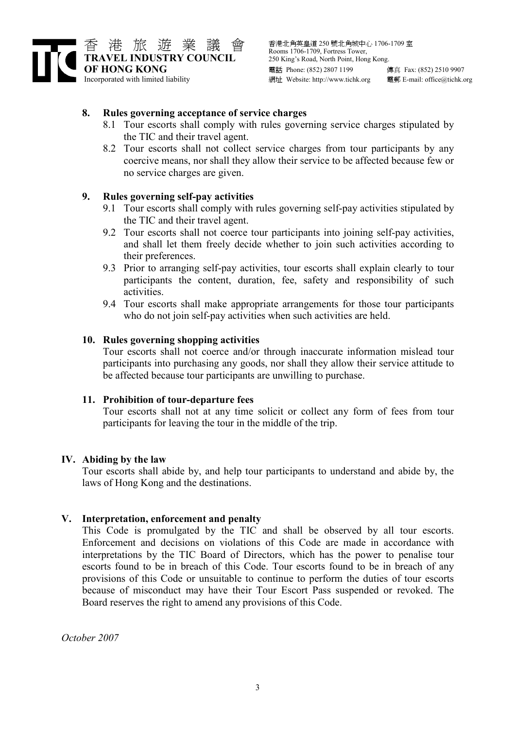**8. Rules governing acceptance of service charges**

8.1 Tour escorts shall comply with rules governing service charges stipulated by the TIC and their travel agent.

8.2 Tour escorts shall not collect service charges from tour participants by any coercive means, nor shall they allow their service to be affected because few or no service charges are given.

**9. Rules governing self-pay activities**

9.1 Tour escorts shall comply with rules governing self-pay activities stipulated by the TIC and their travel agent.

9.2 Tour escorts shall not coerce tour participants into joining self-pay activities, and shall let them freely decide whether to join such activities according to their preferences.

9.3 Prior to arranging self-pay activities, tour escorts shall explain clearly to tour participants the content, duration, fee, safety and responsibility of such activities.

9.4 Tour escorts shall make appropriate arrangements for those tour participants who do not join self-pay activities when such activities are held.

**10. Rules governing shopping activities**

Tour escorts shall not coerce and/or through inaccurate information mislead tour participants into purchasing any goods, nor shall they allow their service attitude to be affected because tour participants are unwilling to purchase.

**11. Prohibition of tour-departure fees**

Tour escorts shall not at any time solicit or collect any form of fees from tour participants for leaving the tour in the middle of the trip.

## IV. Abiding by the law

Tour escorts shall abide by, and help tour participants to understand and abide by, the laws of Hong Kong and the destinations.

## V. Interpretation, enforcement and penalty

This Code is promulgated by the TIC and shall be observed by all tour escorts. Enforcement and decisions on violations of this Code are made in accordance with interpretations by the TIC Board of Directors, which has the power to penalise tour escorts found to be in breach of this Code. Tour escorts found to be in breach of any provisions of this Code or unsuitable to continue to perform the duties of tour escorts because of misconduct may have their Tour Escort Pass suspended or revoked. The Board reserves the right to amend any provisions of this Code.

*October 2007*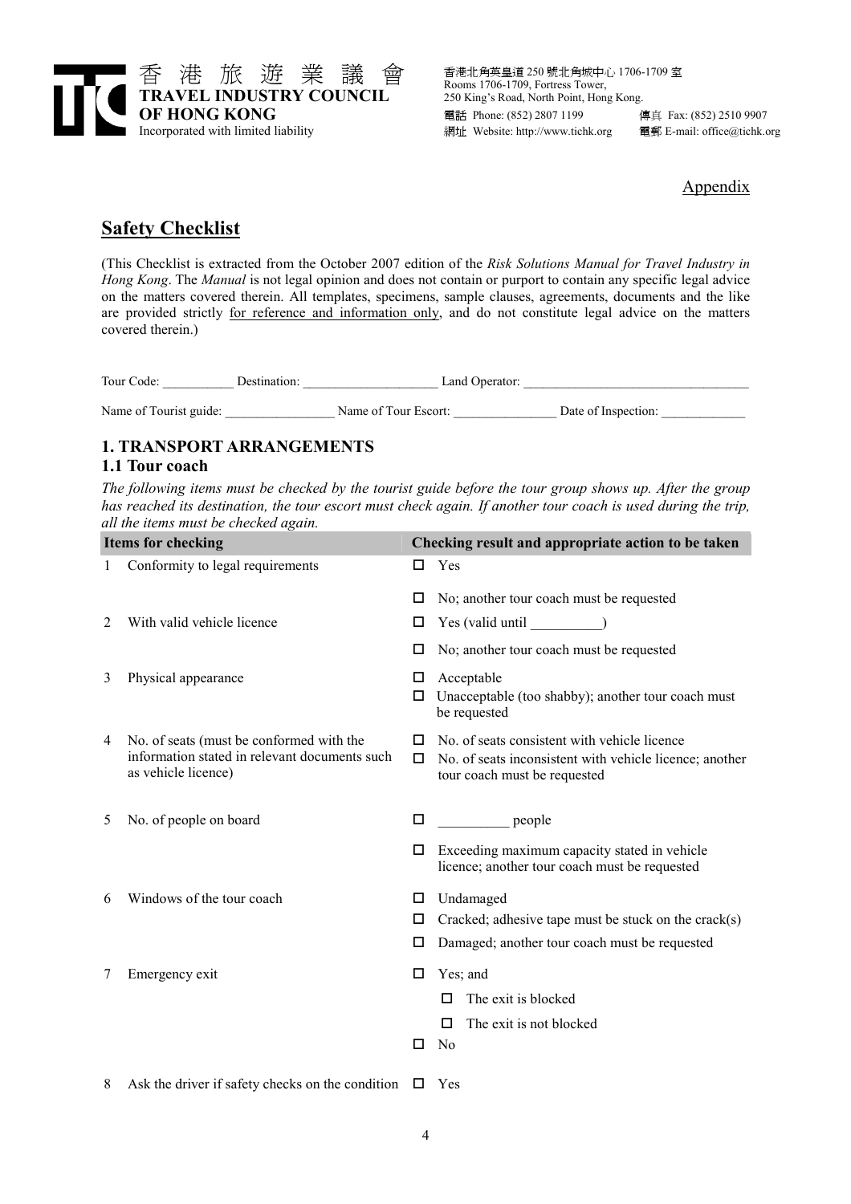香港旅遊業議會
**TRAVEL INDUSTRY COUNCIL OF HONG KONG**
Incorporated with limited liability

香港北角英皇道 250 號北角城中心 1706-1709 室
Rooms 1706-1709, Fortress Tower,
250 King's Road, North Point, Hong Kong.
電話 Phone: (852) 2807 1199 傳真 Fax: (852) 2510 9907
網址 Website: http://www.tichk.org 電郵 E-mail: office@tichk.org

Appendix

# Safety Checklist

(This Checklist is extracted from the October 2007 edition of the *Risk Solutions Manual for Travel Industry in Hong Kong*. The *Manual* is not legal opinion and does not contain or purport to contain any specific legal advice on the matters covered therein. All templates, specimens, sample clauses, agreements, documents and the like are provided strictly for reference and information only, and do not constitute legal advice on the matters covered therein.)

Tour Code: ___________ Destination: _____________________ Land Operator: ___________________________________

Name of Tourist guide: _________________ Name of Tour Escort: ________________ Date of Inspection: _____________

## 1. TRANSPORT ARRANGEMENTS

### 1.1 Tour coach

*The following items must be checked by the tourist guide before the tour group shows up. After the group has reached its destination, the tour escort must check again. If another tour coach is used during the trip, all the items must be checked again.*

| | Items for checking | Checking result and appropriate action to be taken |
|---|---|---|
| 1 | Conformity to legal requirements | ☐ Yes<br>☐ No; another tour coach must be requested |
| 2 | With valid vehicle licence | ☐ Yes (valid until __________)<br>☐ No; another tour coach must be requested |
| 3 | Physical appearance | ☐ Acceptable<br>☐ Unacceptable (too shabby); another tour coach must be requested |
| 4 | No. of seats (must be conformed with the information stated in relevant documents such as vehicle licence) | ☐ No. of seats consistent with vehicle licence<br>☐ No. of seats inconsistent with vehicle licence; another tour coach must be requested |
| 5 | No. of people on board | ☐ __________ people<br>☐ Exceeding maximum capacity stated in vehicle licence; another tour coach must be requested |
| 6 | Windows of the tour coach | ☐ Undamaged<br>☐ Cracked; adhesive tape must be stuck on the crack(s)<br>☐ Damaged; another tour coach must be requested |
| 7 | Emergency exit | ☐ Yes; and<br>&nbsp;&nbsp;&nbsp;☐ The exit is blocked<br>&nbsp;&nbsp;&nbsp;☐ The exit is not blocked<br>☐ No |
| 8 | Ask the driver if safety checks on the condition | ☐ Yes |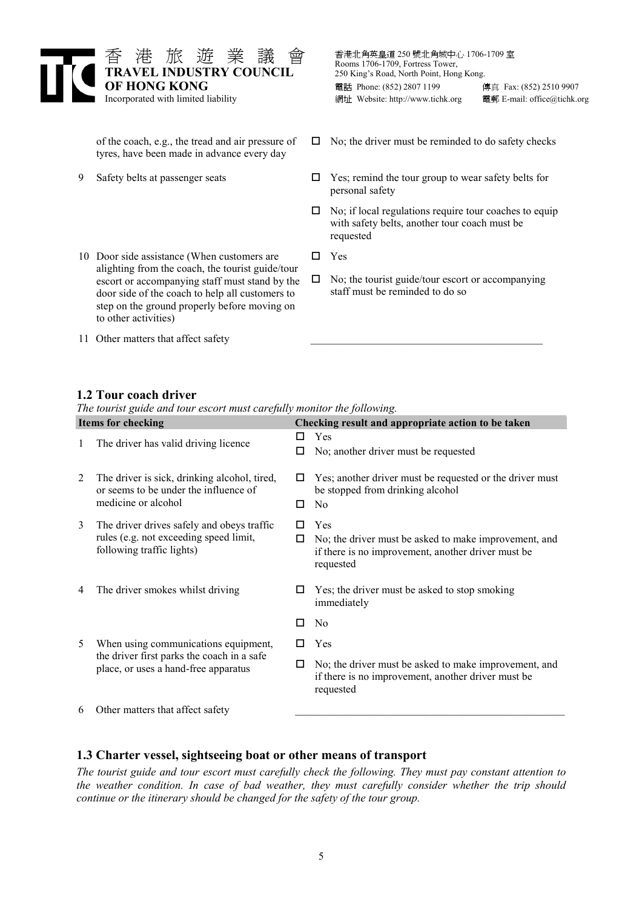| | | |
|---|---|---|
| | of the coach, e.g., the tread and air pressure of tyres, have been made in advance every day | □ No; the driver must be reminded to do safety checks |
| 9 | Safety belts at passenger seats | □ Yes; remind the tour group to wear safety belts for personal safety<br>□ No; if local regulations require tour coaches to equip with safety belts, another tour coach must be requested |
| 10 | Door side assistance (When customers are alighting from the coach, the tourist guide/tour escort or accompanying staff must stand by the door side of the coach to help all customers to step on the ground properly before moving on to other activities) | □ Yes<br>□ No; the tourist guide/tour escort or accompanying staff must be reminded to do so |
| 11 | Other matters that affect safety | ___________________________________________ |

## 1.2 Tour coach driver

*The tourist guide and tour escort must carefully monitor the following.*

| | Items for checking | Checking result and appropriate action to be taken |
|---|---|---|
| 1 | The driver has valid driving licence | □ Yes<br>□ No; another driver must be requested |
| 2 | The driver is sick, drinking alcohol, tired, or seems to be under the influence of medicine or alcohol | □ Yes; another driver must be requested or the driver must be stopped from drinking alcohol<br>□ No |
| 3 | The driver drives safely and obeys traffic rules (e.g. not exceeding speed limit, following traffic lights) | □ Yes<br>□ No; the driver must be asked to make improvement, and if there is no improvement, another driver must be requested |
| 4 | The driver smokes whilst driving | □ Yes; the driver must be asked to stop smoking immediately<br>□ No |
| 5 | When using communications equipment, the driver first parks the coach in a safe place, or uses a hand-free apparatus | □ Yes<br>□ No; the driver must be asked to make improvement, and if there is no improvement, another driver must be requested |
| 6 | Other matters that affect safety | ___________________________________________ |

## 1.3 Charter vessel, sightseeing boat or other means of transport

*The tourist guide and tour escort must carefully check the following. They must pay constant attention to the weather condition. In case of bad weather, they must carefully consider whether the trip should continue or the itinerary should be changed for the safety of the tour group.*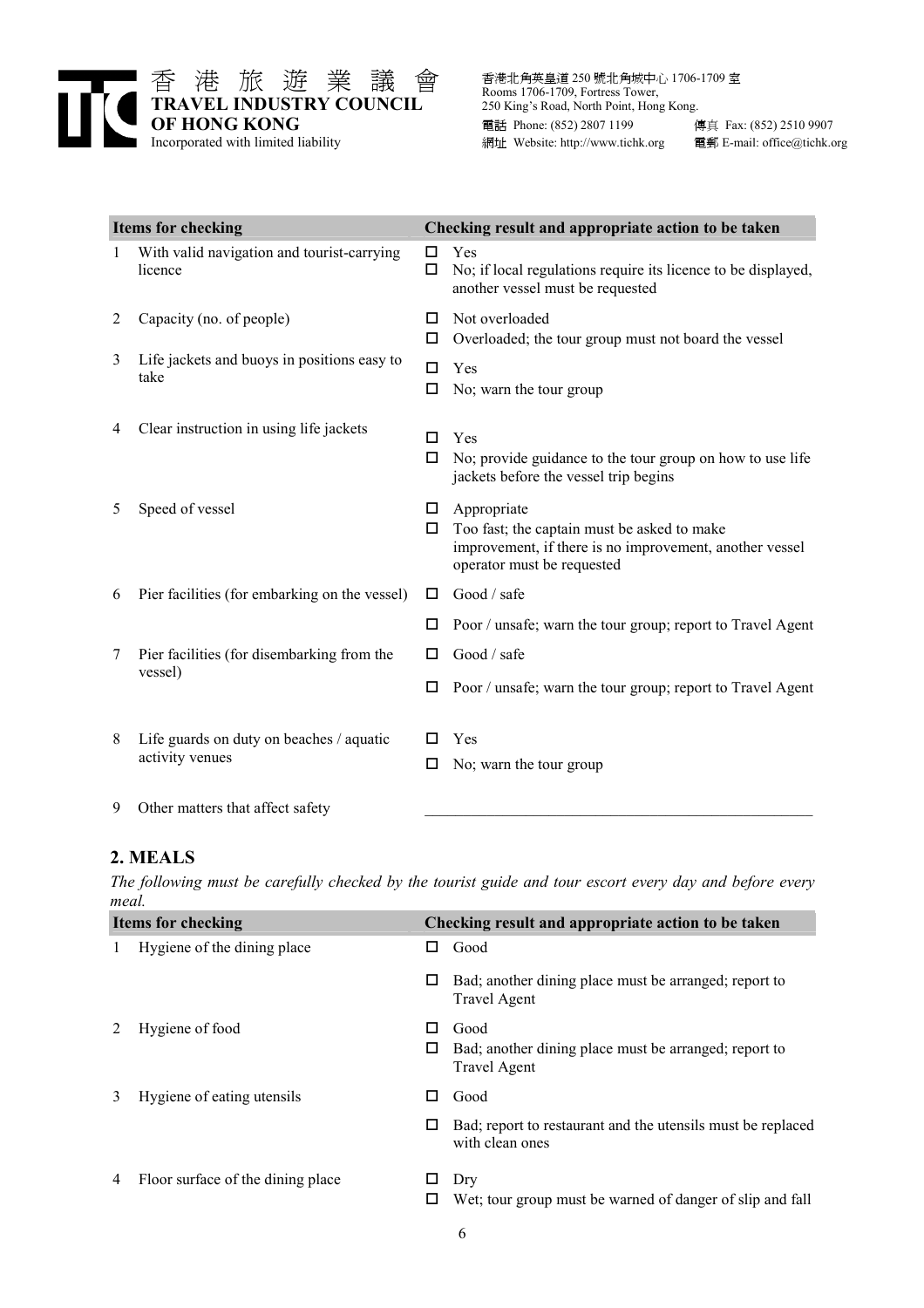| Items for checking | | Checking result and appropriate action to be taken |
|---|---|---|
| 1 | With valid navigation and tourist-carrying licence | ☐ Yes<br>☐ No; if local regulations require its licence to be displayed, another vessel must be requested |
| 2 | Capacity (no. of people) | ☐ Not overloaded<br>☐ Overloaded; the tour group must not board the vessel |
| 3 | Life jackets and buoys in positions easy to take | ☐ Yes<br>☐ No; warn the tour group |
| 4 | Clear instruction in using life jackets | ☐ Yes<br>☐ No; provide guidance to the tour group on how to use life jackets before the vessel trip begins |
| 5 | Speed of vessel | ☐ Appropriate<br>☐ Too fast; the captain must be asked to make improvement, if there is no improvement, another vessel operator must be requested |
| 6 | Pier facilities (for embarking on the vessel) | ☐ Good / safe<br>☐ Poor / unsafe; warn the tour group; report to Travel Agent |
| 7 | Pier facilities (for disembarking from the vessel) | ☐ Good / safe<br>☐ Poor / unsafe; warn the tour group; report to Travel Agent |
| 8 | Life guards on duty on beaches / aquatic activity venues | ☐ Yes<br>☐ No; warn the tour group |
| 9 | Other matters that affect safety | ______________________________ |

## 2. MEALS

*The following must be carefully checked by the tourist guide and tour escort every day and before every meal.*

| Items for checking | | Checking result and appropriate action to be taken |
|---|---|---|
| 1 | Hygiene of the dining place | ☐ Good<br>☐ Bad; another dining place must be arranged; report to Travel Agent |
| 2 | Hygiene of food | ☐ Good<br>☐ Bad; another dining place must be arranged; report to Travel Agent |
| 3 | Hygiene of eating utensils | ☐ Good<br>☐ Bad; report to restaurant and the utensils must be replaced with clean ones |
| 4 | Floor surface of the dining place | ☐ Dry<br>☐ Wet; tour group must be warned of danger of slip and fall |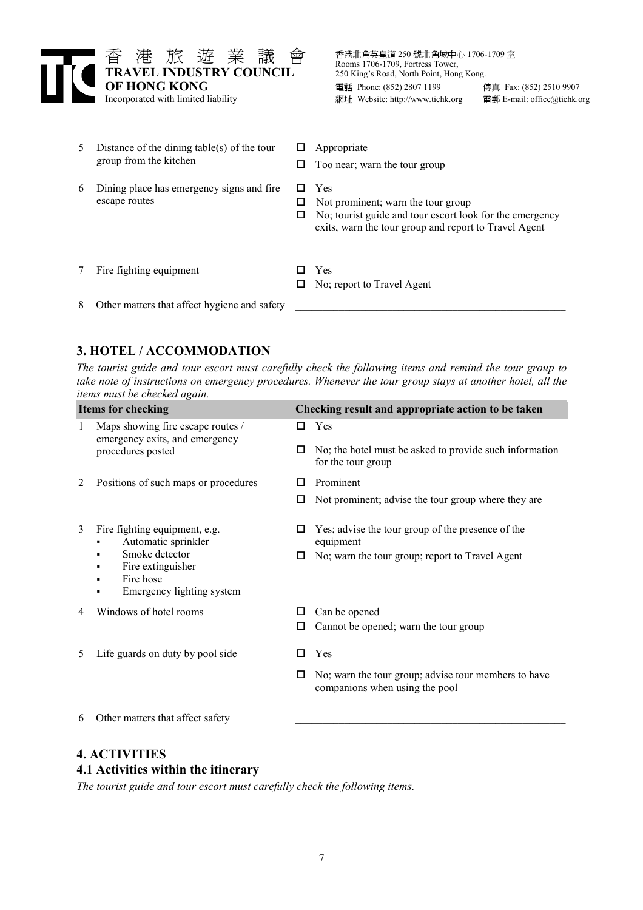| | | |
|---|---|---|
| 5 | Distance of the dining table(s) of the tour group from the kitchen | ☐ Appropriate<br>☐ Too near; warn the tour group |
| 6 | Dining place has emergency signs and fire escape routes | ☐ Yes<br>☐ Not prominent; warn the tour group<br>☐ No; tourist guide and tour escort look for the emergency exits, warn the tour group and report to Travel Agent |
| 7 | Fire fighting equipment | ☐ Yes<br>☐ No; report to Travel Agent |
| 8 | Other matters that affect hygiene and safety | ________________________________ |

## 3. HOTEL / ACCOMMODATION

*The tourist guide and tour escort must carefully check the following items and remind the tour group to take note of instructions on emergency procedures. Whenever the tour group stays at another hotel, all the items must be checked again.*

| | Items for checking | Checking result and appropriate action to be taken |
|---|---|---|
| 1 | Maps showing fire escape routes / emergency exits, and emergency procedures posted | ☐ Yes<br>☐ No; the hotel must be asked to provide such information for the tour group |
| 2 | Positions of such maps or procedures | ☐ Prominent<br>☐ Not prominent; advise the tour group where they are |
| 3 | Fire fighting equipment, e.g.<br>▪ Automatic sprinkler<br>▪ Smoke detector<br>▪ Fire extinguisher<br>▪ Fire hose<br>▪ Emergency lighting system | ☐ Yes; advise the tour group of the presence of the equipment<br>☐ No; warn the tour group; report to Travel Agent |
| 4 | Windows of hotel rooms | ☐ Can be opened<br>☐ Cannot be opened; warn the tour group |
| 5 | Life guards on duty by pool side | ☐ Yes<br>☐ No; warn the tour group; advise tour members to have companions when using the pool |
| 6 | Other matters that affect safety | ________________________________ |

## 4. ACTIVITIES

### 4.1 Activities within the itinerary

*The tourist guide and tour escort must carefully check the following items.*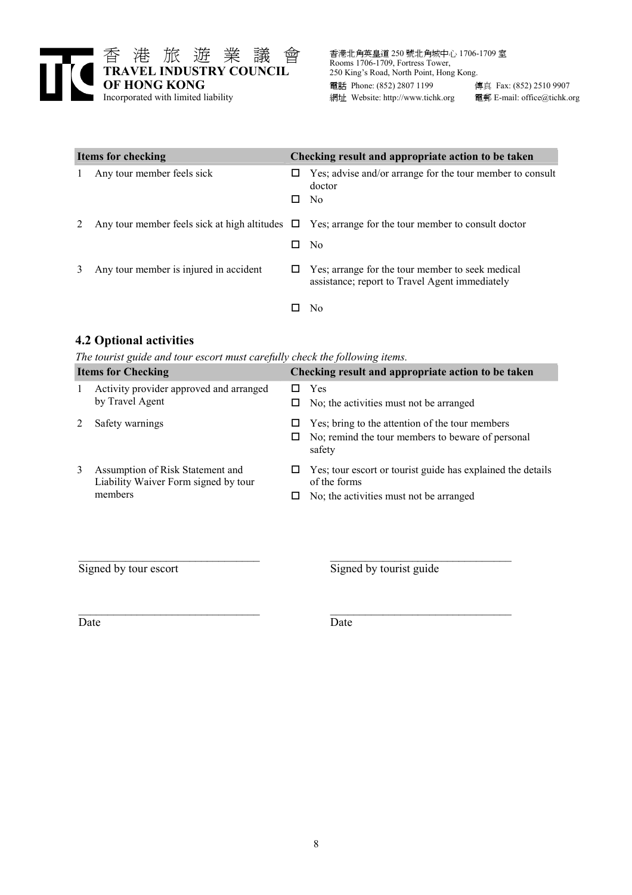| Items for checking | | Checking result and appropriate action to be taken |
|---|---|---|
| 1 | Any tour member feels sick | ☐ Yes; advise and/or arrange for the tour member to consult doctor<br>☐ No |
| 2 | Any tour member feels sick at high altitudes | ☐ Yes; arrange for the tour member to consult doctor<br>☐ No |
| 3 | Any tour member is injured in accident | ☐ Yes; arrange for the tour member to seek medical assistance; report to Travel Agent immediately<br>☐ No |

## 4.2 Optional activities

*The tourist guide and tour escort must carefully check the following items.*

| Items for Checking | | Checking result and appropriate action to be taken |
|---|---|---|
| 1 | Activity provider approved and arranged by Travel Agent | ☐ Yes<br>☐ No; the activities must not be arranged |
| 2 | Safety warnings | ☐ Yes; bring to the attention of the tour members<br>☐ No; remind the tour members to beware of personal safety |
| 3 | Assumption of Risk Statement and Liability Waiver Form signed by tour members | ☐ Yes; tour escort or tourist guide has explained the details of the forms<br>☐ No; the activities must not be arranged |

\_\_\_\_\_\_\_\_\_\_\_\_\_\_\_\_\_\_\_\_\_\_\_\_\_\_\_\_\_\_\_\_
Signed by tour escort

\_\_\_\_\_\_\_\_\_\_\_\_\_\_\_\_\_\_\_\_\_\_\_\_\_\_\_\_\_\_\_\_
Signed by tourist guide

\_\_\_\_\_\_\_\_\_\_\_\_\_\_\_\_\_\_\_\_\_\_\_\_\_\_\_\_\_\_\_\_
Date

\_\_\_\_\_\_\_\_\_\_\_\_\_\_\_\_\_\_\_\_\_\_\_\_\_\_\_\_\_\_\_\_
Date